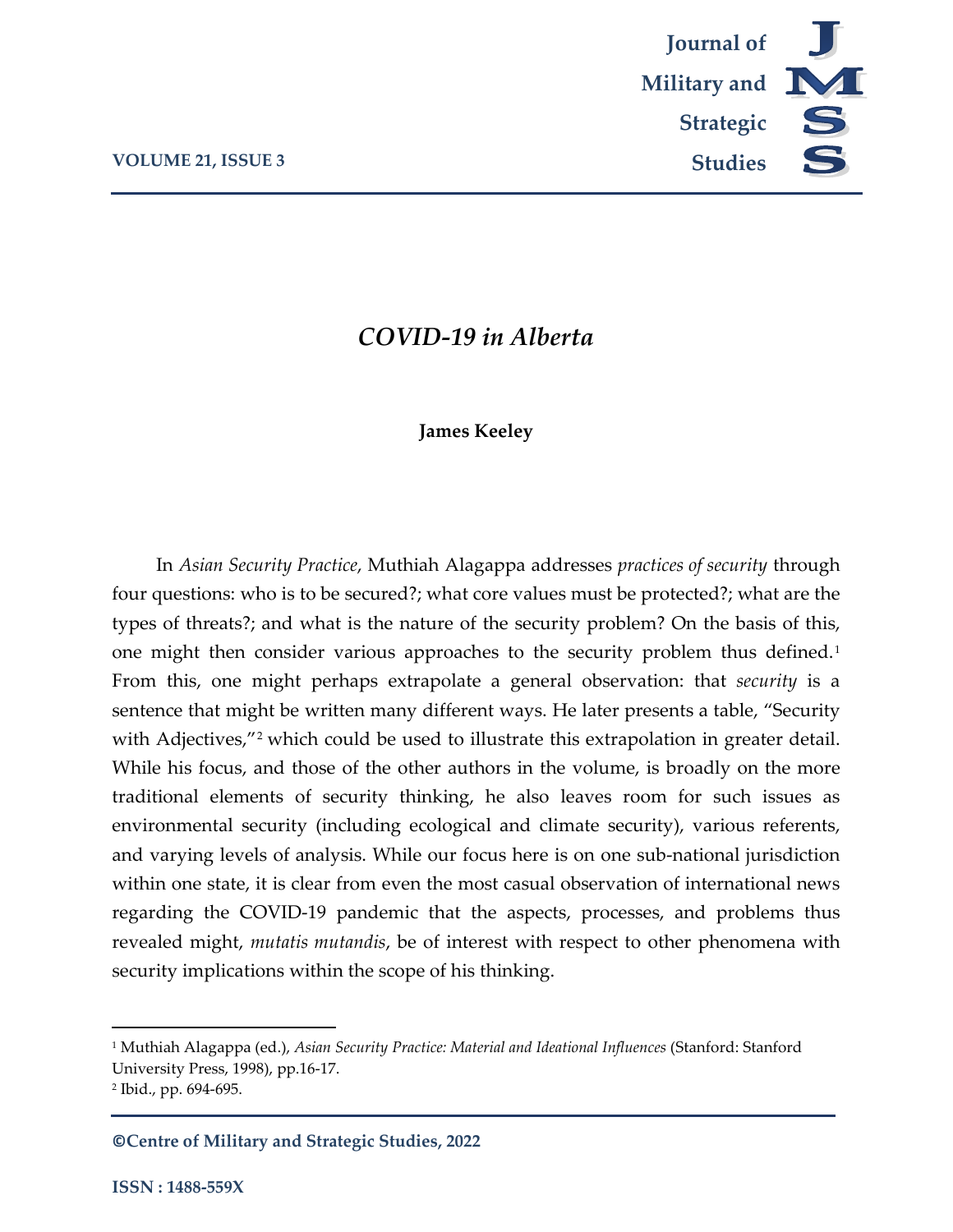# *COVID-19 in Alberta*

**James Keeley**

In *Asian Security Practice*, Muthiah Alagappa addresses *practices of security* through four questions: who is to be secured?; what core values must be protected?; what are the types of threats?; and what is the nature of the security problem? On the basis of this, one might then consider various approaches to the security problem thus defined.[1] From this, one might perhaps extrapolate a general observation: that *security* is a sentence that might be written many different ways. He later presents a table, "Security with Adjectives,"[2] which could be used to illustrate this extrapolation in greater detail. While his focus, and those of the other authors in the volume, is broadly on the more traditional elements of security thinking, he also leaves room for such issues as environmental security (including ecological and climate security), various referents, and varying levels of analysis. While our focus here is on one sub-national jurisdiction within one state, it is clear from even the most casual observation of international news regarding the COVID-19 pandemic that the aspects, processes, and problems thus revealed might, *mutatis mutandis*, be of interest with respect to other phenomena with security implications within the scope of his thinking.

---

[1] Muthiah Alagappa (ed.), *Asian Security Practice: Material and Ideational Influences* (Stanford: Stanford University Press, 1998), pp.16-17.

[2] Ibid., pp. 694-695.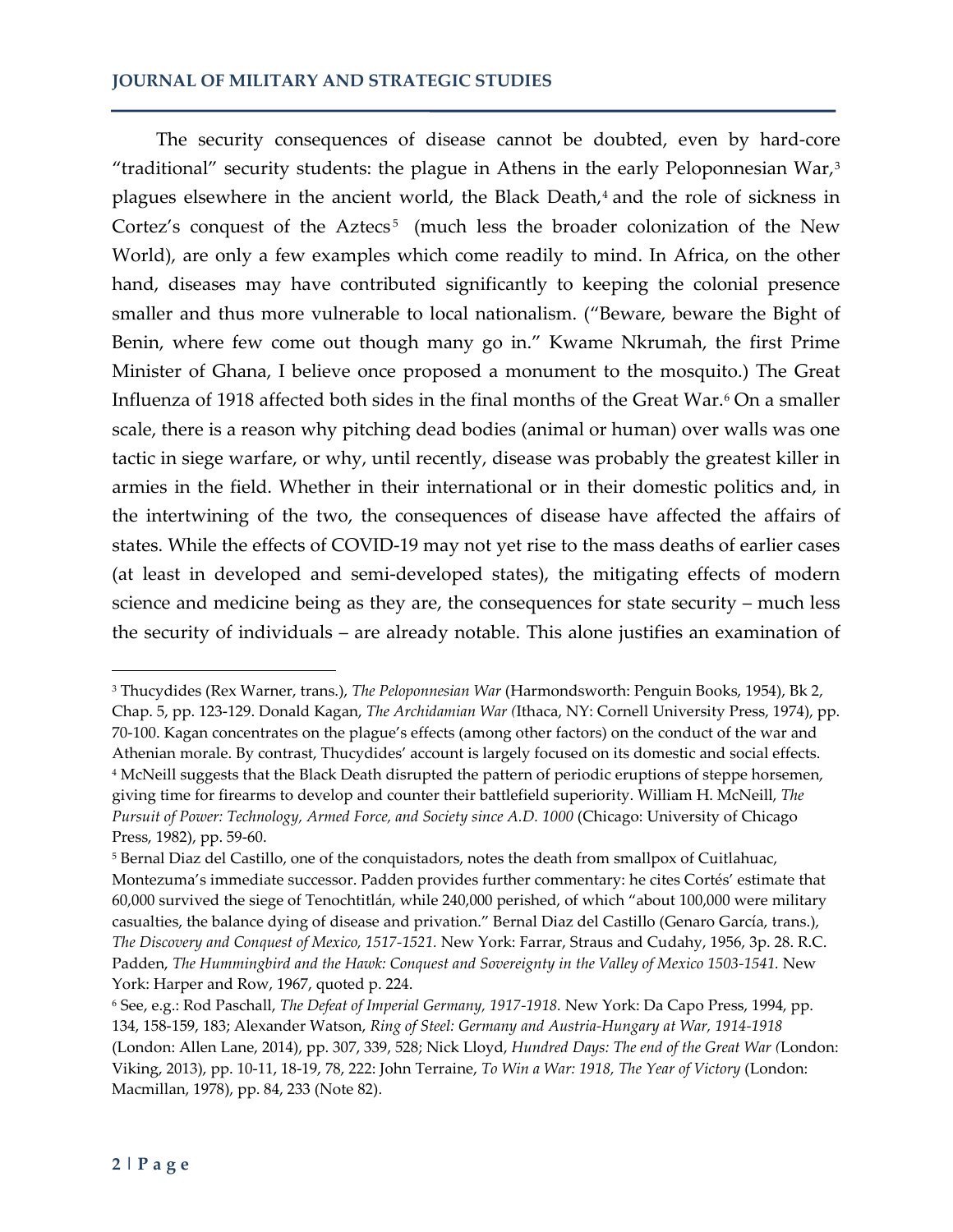The security consequences of disease cannot be doubted, even by hard-core "traditional" security students: the plague in Athens in the early Peloponnesian War,[3] plagues elsewhere in the ancient world, the Black Death,[4] and the role of sickness in Cortez's conquest of the Aztecs[5] (much less the broader colonization of the New World), are only a few examples which come readily to mind. In Africa, on the other hand, diseases may have contributed significantly to keeping the colonial presence smaller and thus more vulnerable to local nationalism. ("Beware, beware the Bight of Benin, where few come out though many go in." Kwame Nkrumah, the first Prime Minister of Ghana, I believe once proposed a monument to the mosquito.) The Great Influenza of 1918 affected both sides in the final months of the Great War.[6] On a smaller scale, there is a reason why pitching dead bodies (animal or human) over walls was one tactic in siege warfare, or why, until recently, disease was probably the greatest killer in armies in the field. Whether in their international or in their domestic politics and, in the intertwining of the two, the consequences of disease have affected the affairs of states. While the effects of COVID-19 may not yet rise to the mass deaths of earlier cases (at least in developed and semi-developed states), the mitigating effects of modern science and medicine being as they are, the consequences for state security – much less the security of individuals – are already notable. This alone justifies an examination of

---

[3] Thucydides (Rex Warner, trans.), *The Peloponnesian War* (Harmondsworth: Penguin Books, 1954), Bk 2, Chap. 5, pp. 123-129. Donald Kagan, *The Archidamian War* (Ithaca, NY: Cornell University Press, 1974), pp. 70-100. Kagan concentrates on the plague's effects (among other factors) on the conduct of the war and Athenian morale. By contrast, Thucydides' account is largely focused on its domestic and social effects.

[4] McNeill suggests that the Black Death disrupted the pattern of periodic eruptions of steppe horsemen, giving time for firearms to develop and counter their battlefield superiority. William H. McNeill, *The Pursuit of Power: Technology, Armed Force, and Society since A.D. 1000* (Chicago: University of Chicago Press, 1982), pp. 59-60.

[5] Bernal Diaz del Castillo, one of the conquistadors, notes the death from smallpox of Cuitlahuac, Montezuma's immediate successor. Padden provides further commentary: he cites Cortés' estimate that 60,000 survived the siege of Tenochtitlán, while 240,000 perished, of which "about 100,000 were military casualties, the balance dying of disease and privation." Bernal Diaz del Castillo (Genaro García, trans.), *The Discovery and Conquest of Mexico, 1517-1521.* New York: Farrar, Straus and Cudahy, 1956, 3p. 28. R.C. Padden, *The Hummingbird and the Hawk: Conquest and Sovereignty in the Valley of Mexico 1503-1541.* New York: Harper and Row, 1967, quoted p. 224.

[6] See, e.g.: Rod Paschall, *The Defeat of Imperial Germany, 1917-1918.* New York: Da Capo Press, 1994, pp. 134, 158-159, 183; Alexander Watson, *Ring of Steel: Germany and Austria-Hungary at War, 1914-1918* (London: Allen Lane, 2014), pp. 307, 339, 528; Nick Lloyd, *Hundred Days: The end of the Great War* (London: Viking, 2013), pp. 10-11, 18-19, 78, 222: John Terraine, *To Win a War: 1918, The Year of Victory* (London: Macmillan, 1978), pp. 84, 233 (Note 82).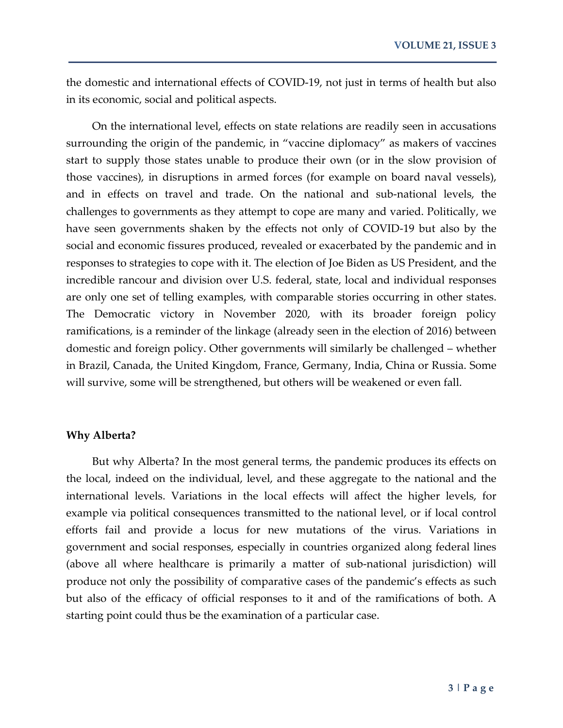the domestic and international effects of COVID-19, not just in terms of health but also in its economic, social and political aspects.

On the international level, effects on state relations are readily seen in accusations surrounding the origin of the pandemic, in "vaccine diplomacy" as makers of vaccines start to supply those states unable to produce their own (or in the slow provision of those vaccines), in disruptions in armed forces (for example on board naval vessels), and in effects on travel and trade. On the national and sub-national levels, the challenges to governments as they attempt to cope are many and varied. Politically, we have seen governments shaken by the effects not only of COVID-19 but also by the social and economic fissures produced, revealed or exacerbated by the pandemic and in responses to strategies to cope with it. The election of Joe Biden as US President, and the incredible rancour and division over U.S. federal, state, local and individual responses are only one set of telling examples, with comparable stories occurring in other states. The Democratic victory in November 2020, with its broader foreign policy ramifications, is a reminder of the linkage (already seen in the election of 2016) between domestic and foreign policy. Other governments will similarly be challenged – whether in Brazil, Canada, the United Kingdom, France, Germany, India, China or Russia. Some will survive, some will be strengthened, but others will be weakened or even fall.

## Why Alberta?

But why Alberta? In the most general terms, the pandemic produces its effects on the local, indeed on the individual, level, and these aggregate to the national and the international levels. Variations in the local effects will affect the higher levels, for example via political consequences transmitted to the national level, or if local control efforts fail and provide a locus for new mutations of the virus. Variations in government and social responses, especially in countries organized along federal lines (above all where healthcare is primarily a matter of sub-national jurisdiction) will produce not only the possibility of comparative cases of the pandemic's effects as such but also of the efficacy of official responses to it and of the ramifications of both. A starting point could thus be the examination of a particular case.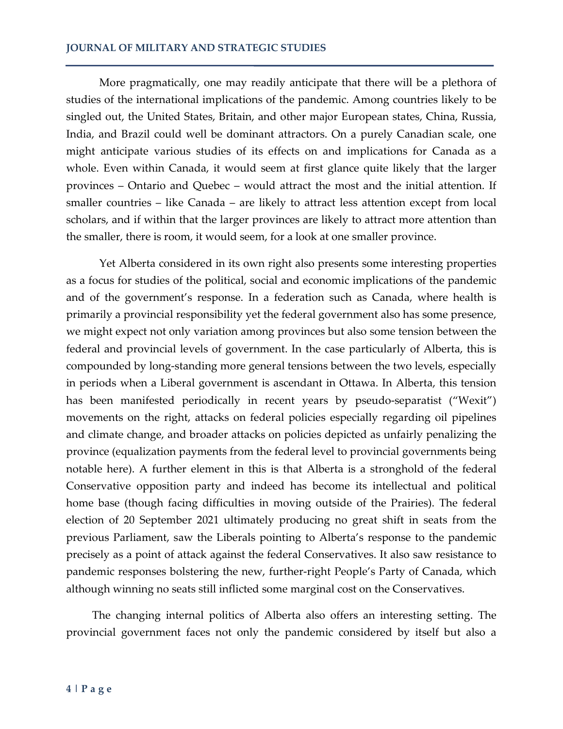More pragmatically, one may readily anticipate that there will be a plethora of studies of the international implications of the pandemic. Among countries likely to be singled out, the United States, Britain, and other major European states, China, Russia, India, and Brazil could well be dominant attractors. On a purely Canadian scale, one might anticipate various studies of its effects on and implications for Canada as a whole. Even within Canada, it would seem at first glance quite likely that the larger provinces – Ontario and Quebec – would attract the most and the initial attention. If smaller countries – like Canada – are likely to attract less attention except from local scholars, and if within that the larger provinces are likely to attract more attention than the smaller, there is room, it would seem, for a look at one smaller province.

Yet Alberta considered in its own right also presents some interesting properties as a focus for studies of the political, social and economic implications of the pandemic and of the government's response. In a federation such as Canada, where health is primarily a provincial responsibility yet the federal government also has some presence, we might expect not only variation among provinces but also some tension between the federal and provincial levels of government. In the case particularly of Alberta, this is compounded by long-standing more general tensions between the two levels, especially in periods when a Liberal government is ascendant in Ottawa. In Alberta, this tension has been manifested periodically in recent years by pseudo-separatist ("Wexit") movements on the right, attacks on federal policies especially regarding oil pipelines and climate change, and broader attacks on policies depicted as unfairly penalizing the province (equalization payments from the federal level to provincial governments being notable here). A further element in this is that Alberta is a stronghold of the federal Conservative opposition party and indeed has become its intellectual and political home base (though facing difficulties in moving outside of the Prairies). The federal election of 20 September 2021 ultimately producing no great shift in seats from the previous Parliament, saw the Liberals pointing to Alberta's response to the pandemic precisely as a point of attack against the federal Conservatives. It also saw resistance to pandemic responses bolstering the new, further-right People's Party of Canada, which although winning no seats still inflicted some marginal cost on the Conservatives.

The changing internal politics of Alberta also offers an interesting setting. The provincial government faces not only the pandemic considered by itself but also a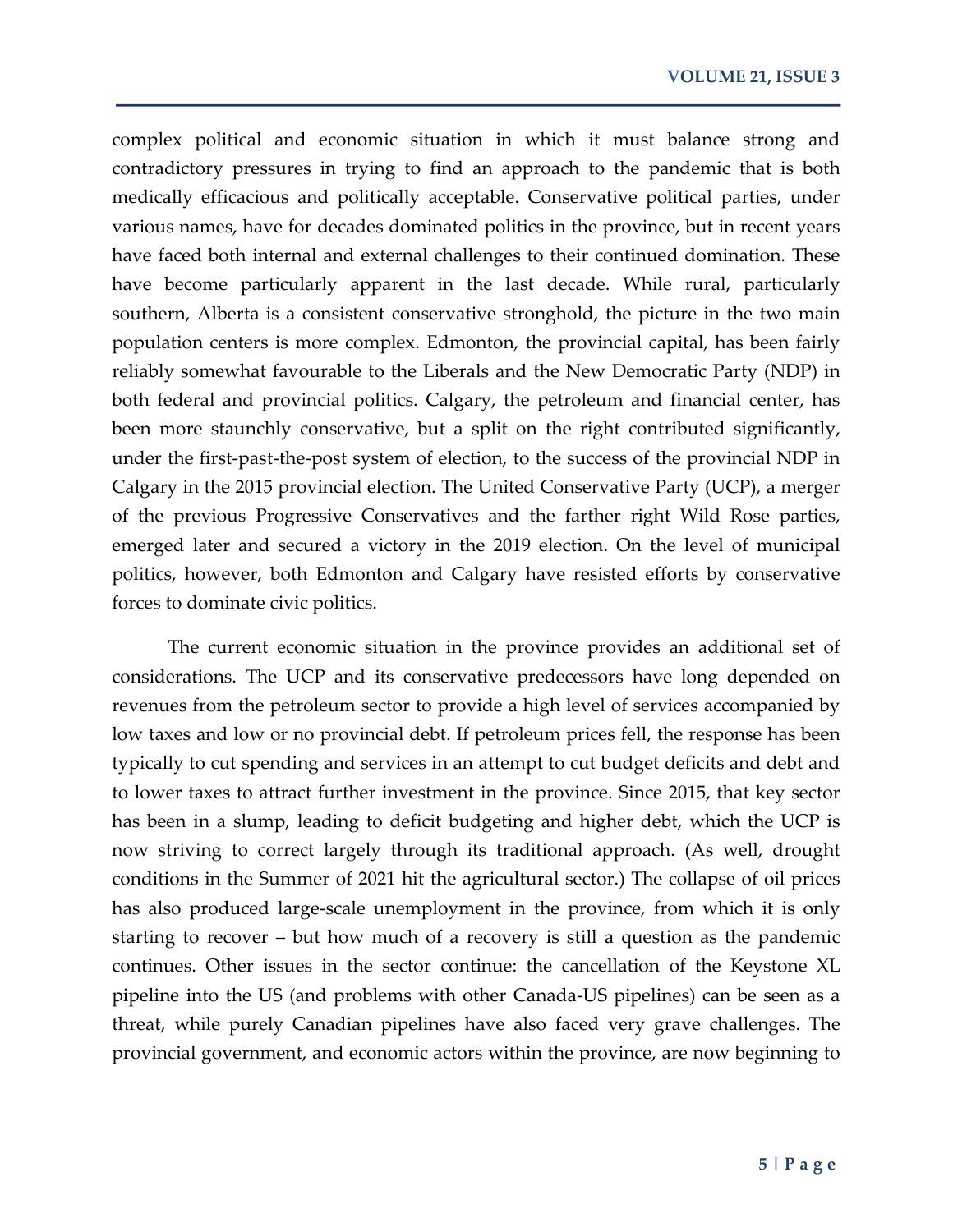complex political and economic situation in which it must balance strong and contradictory pressures in trying to find an approach to the pandemic that is both medically efficacious and politically acceptable. Conservative political parties, under various names, have for decades dominated politics in the province, but in recent years have faced both internal and external challenges to their continued domination. These have become particularly apparent in the last decade. While rural, particularly southern, Alberta is a consistent conservative stronghold, the picture in the two main population centers is more complex. Edmonton, the provincial capital, has been fairly reliably somewhat favourable to the Liberals and the New Democratic Party (NDP) in both federal and provincial politics. Calgary, the petroleum and financial center, has been more staunchly conservative, but a split on the right contributed significantly, under the first-past-the-post system of election, to the success of the provincial NDP in Calgary in the 2015 provincial election. The United Conservative Party (UCP), a merger of the previous Progressive Conservatives and the farther right Wild Rose parties, emerged later and secured a victory in the 2019 election. On the level of municipal politics, however, both Edmonton and Calgary have resisted efforts by conservative forces to dominate civic politics.

The current economic situation in the province provides an additional set of considerations. The UCP and its conservative predecessors have long depended on revenues from the petroleum sector to provide a high level of services accompanied by low taxes and low or no provincial debt. If petroleum prices fell, the response has been typically to cut spending and services in an attempt to cut budget deficits and debt and to lower taxes to attract further investment in the province. Since 2015, that key sector has been in a slump, leading to deficit budgeting and higher debt, which the UCP is now striving to correct largely through its traditional approach. (As well, drought conditions in the Summer of 2021 hit the agricultural sector.) The collapse of oil prices has also produced large-scale unemployment in the province, from which it is only starting to recover – but how much of a recovery is still a question as the pandemic continues. Other issues in the sector continue: the cancellation of the Keystone XL pipeline into the US (and problems with other Canada-US pipelines) can be seen as a threat, while purely Canadian pipelines have also faced very grave challenges. The provincial government, and economic actors within the province, are now beginning to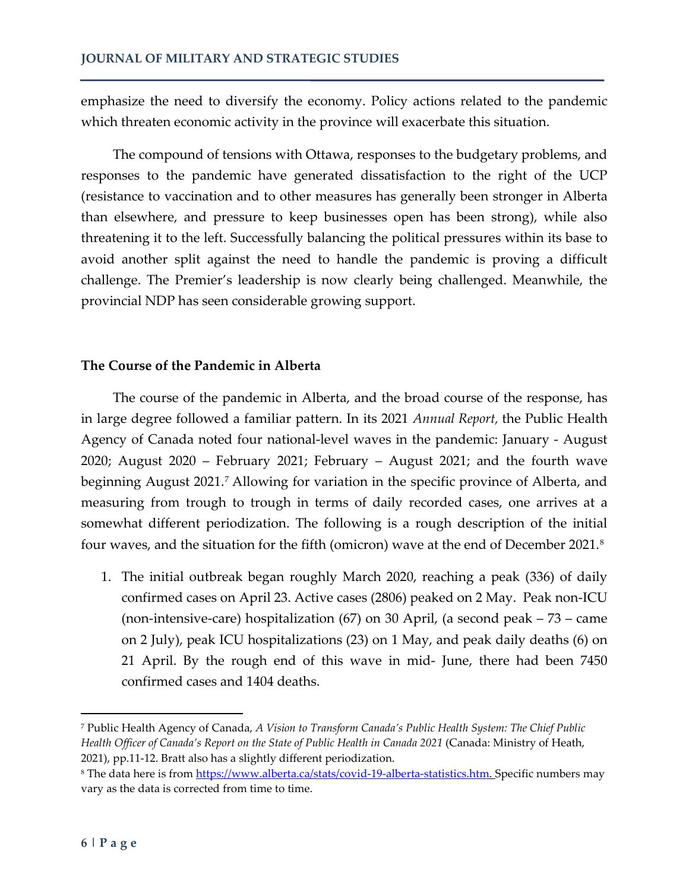emphasize the need to diversify the economy. Policy actions related to the pandemic which threaten economic activity in the province will exacerbate this situation.

The compound of tensions with Ottawa, responses to the budgetary problems, and responses to the pandemic have generated dissatisfaction to the right of the UCP (resistance to vaccination and to other measures has generally been stronger in Alberta than elsewhere, and pressure to keep businesses open has been strong), while also threatening it to the left. Successfully balancing the political pressures within its base to avoid another split against the need to handle the pandemic is proving a difficult challenge. The Premier's leadership is now clearly being challenged. Meanwhile, the provincial NDP has seen considerable growing support.

## The Course of the Pandemic in Alberta

The course of the pandemic in Alberta, and the broad course of the response, has in large degree followed a familiar pattern. In its 2021 *Annual Report,* the Public Health Agency of Canada noted four national-level waves in the pandemic: January - August 2020; August 2020 – February 2021; February – August 2021; and the fourth wave beginning August 2021.[7] Allowing for variation in the specific province of Alberta, and measuring from trough to trough in terms of daily recorded cases, one arrives at a somewhat different periodization. The following is a rough description of the initial four waves, and the situation for the fifth (omicron) wave at the end of December 2021.[8]

1. The initial outbreak began roughly March 2020, reaching a peak (336) of daily confirmed cases on April 23. Active cases (2806) peaked on 2 May. Peak non-ICU (non-intensive-care) hospitalization (67) on 30 April, (a second peak – 73 – came on 2 July), peak ICU hospitalizations (23) on 1 May, and peak daily deaths (6) on 21 April. By the rough end of this wave in mid- June, there had been 7450 confirmed cases and 1404 deaths.

---

[7] Public Health Agency of Canada, *A Vision to Transform Canada's Public Health System: The Chief Public Health Officer of Canada's Report on the State of Public Health in Canada 2021* (Canada: Ministry of Heath, 2021), pp.11-12. Bratt also has a slightly different periodization.

[8] The data here is from https://www.alberta.ca/stats/covid-19-alberta-statistics.htm. Specific numbers may vary as the data is corrected from time to time.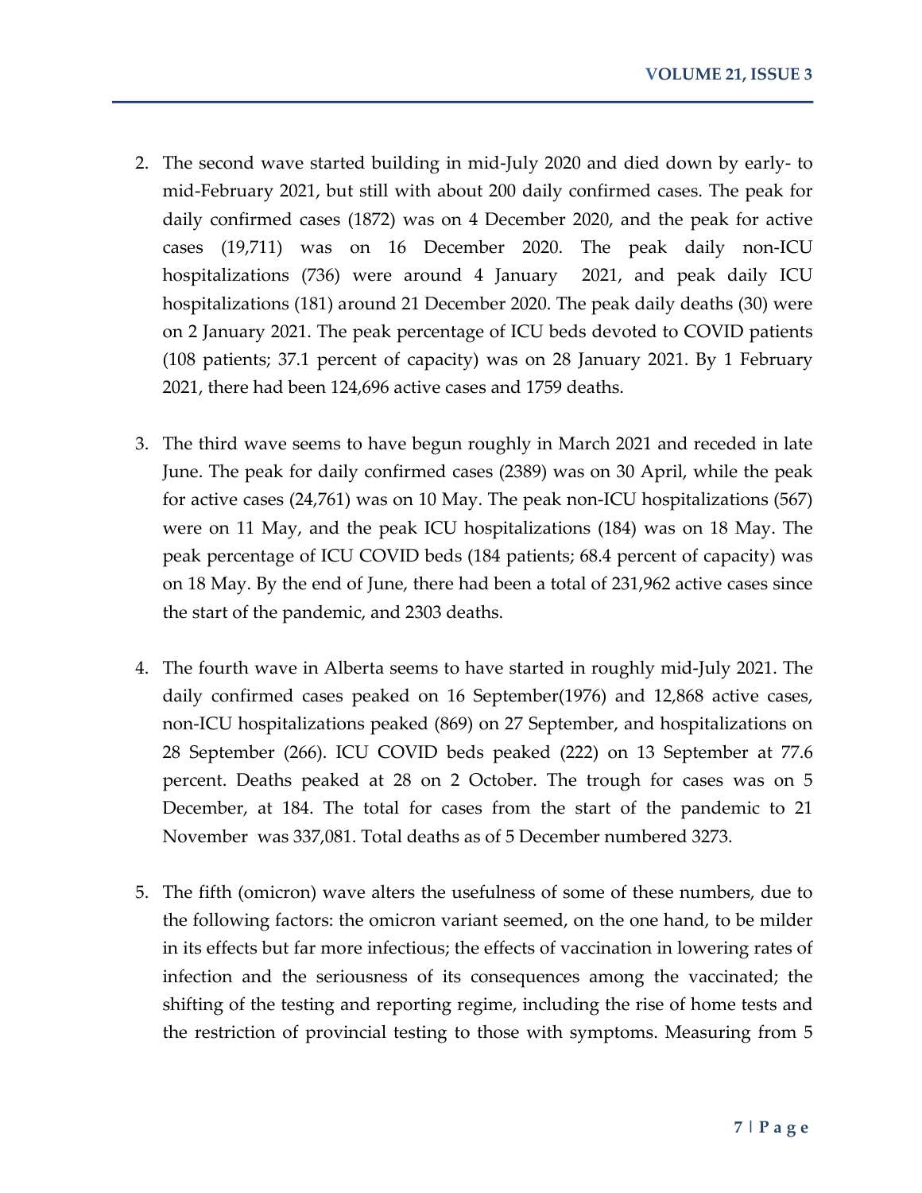2. The second wave started building in mid-July 2020 and died down by early- to mid-February 2021, but still with about 200 daily confirmed cases. The peak for daily confirmed cases (1872) was on 4 December 2020, and the peak for active cases (19,711) was on 16 December 2020. The peak daily non-ICU hospitalizations (736) were around 4 January 2021, and peak daily ICU hospitalizations (181) around 21 December 2020. The peak daily deaths (30) were on 2 January 2021. The peak percentage of ICU beds devoted to COVID patients (108 patients; 37.1 percent of capacity) was on 28 January 2021. By 1 February 2021, there had been 124,696 active cases and 1759 deaths.

3. The third wave seems to have begun roughly in March 2021 and receded in late June. The peak for daily confirmed cases (2389) was on 30 April, while the peak for active cases (24,761) was on 10 May. The peak non-ICU hospitalizations (567) were on 11 May, and the peak ICU hospitalizations (184) was on 18 May. The peak percentage of ICU COVID beds (184 patients; 68.4 percent of capacity) was on 18 May. By the end of June, there had been a total of 231,962 active cases since the start of the pandemic, and 2303 deaths.

4. The fourth wave in Alberta seems to have started in roughly mid-July 2021. The daily confirmed cases peaked on 16 September(1976) and 12,868 active cases, non-ICU hospitalizations peaked (869) on 27 September, and hospitalizations on 28 September (266). ICU COVID beds peaked (222) on 13 September at 77.6 percent. Deaths peaked at 28 on 2 October. The trough for cases was on 5 December, at 184. The total for cases from the start of the pandemic to 21 November was 337,081. Total deaths as of 5 December numbered 3273.

5. The fifth (omicron) wave alters the usefulness of some of these numbers, due to the following factors: the omicron variant seemed, on the one hand, to be milder in its effects but far more infectious; the effects of vaccination in lowering rates of infection and the seriousness of its consequences among the vaccinated; the shifting of the testing and reporting regime, including the rise of home tests and the restriction of provincial testing to those with symptoms. Measuring from 5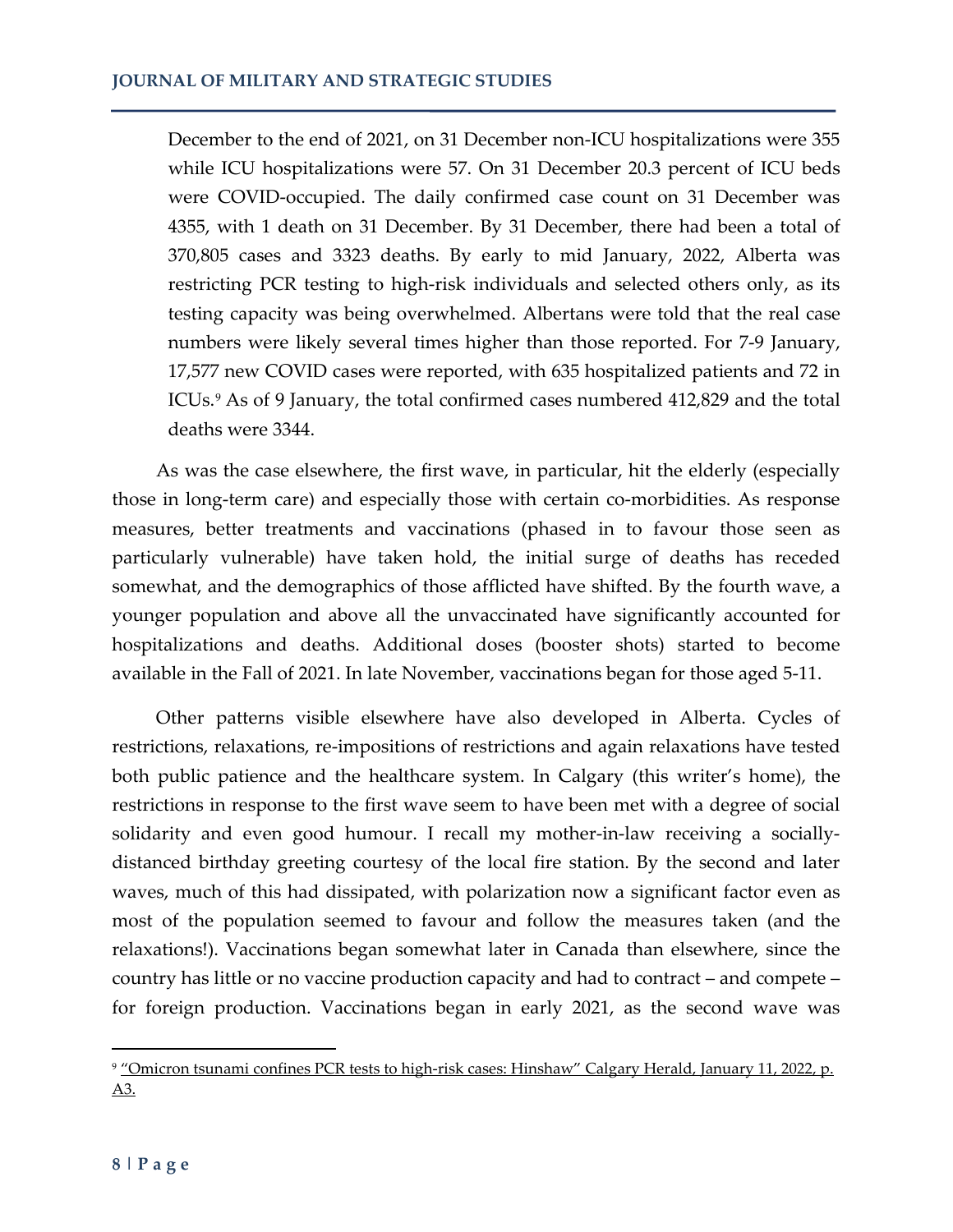December to the end of 2021, on 31 December non-ICU hospitalizations were 355 while ICU hospitalizations were 57. On 31 December 20.3 percent of ICU beds were COVID-occupied. The daily confirmed case count on 31 December was 4355, with 1 death on 31 December. By 31 December, there had been a total of 370,805 cases and 3323 deaths. By early to mid January, 2022, Alberta was restricting PCR testing to high-risk individuals and selected others only, as its testing capacity was being overwhelmed. Albertans were told that the real case numbers were likely several times higher than those reported. For 7-9 January, 17,577 new COVID cases were reported, with 635 hospitalized patients and 72 in ICUs.[9] As of 9 January, the total confirmed cases numbered 412,829 and the total deaths were 3344.

As was the case elsewhere, the first wave, in particular, hit the elderly (especially those in long-term care) and especially those with certain co-morbidities. As response measures, better treatments and vaccinations (phased in to favour those seen as particularly vulnerable) have taken hold, the initial surge of deaths has receded somewhat, and the demographics of those afflicted have shifted. By the fourth wave, a younger population and above all the unvaccinated have significantly accounted for hospitalizations and deaths. Additional doses (booster shots) started to become available in the Fall of 2021. In late November, vaccinations began for those aged 5-11.

Other patterns visible elsewhere have also developed in Alberta. Cycles of restrictions, relaxations, re-impositions of restrictions and again relaxations have tested both public patience and the healthcare system. In Calgary (this writer's home), the restrictions in response to the first wave seem to have been met with a degree of social solidarity and even good humour. I recall my mother-in-law receiving a socially-distanced birthday greeting courtesy of the local fire station. By the second and later waves, much of this had dissipated, with polarization now a significant factor even as most of the population seemed to favour and follow the measures taken (and the relaxations!). Vaccinations began somewhat later in Canada than elsewhere, since the country has little or no vaccine production capacity and had to contract – and compete – for foreign production. Vaccinations began in early 2021, as the second wave was

[9] "Omicron tsunami confines PCR tests to high-risk cases: Hinshaw" Calgary Herald, January 11, 2022, p. A3.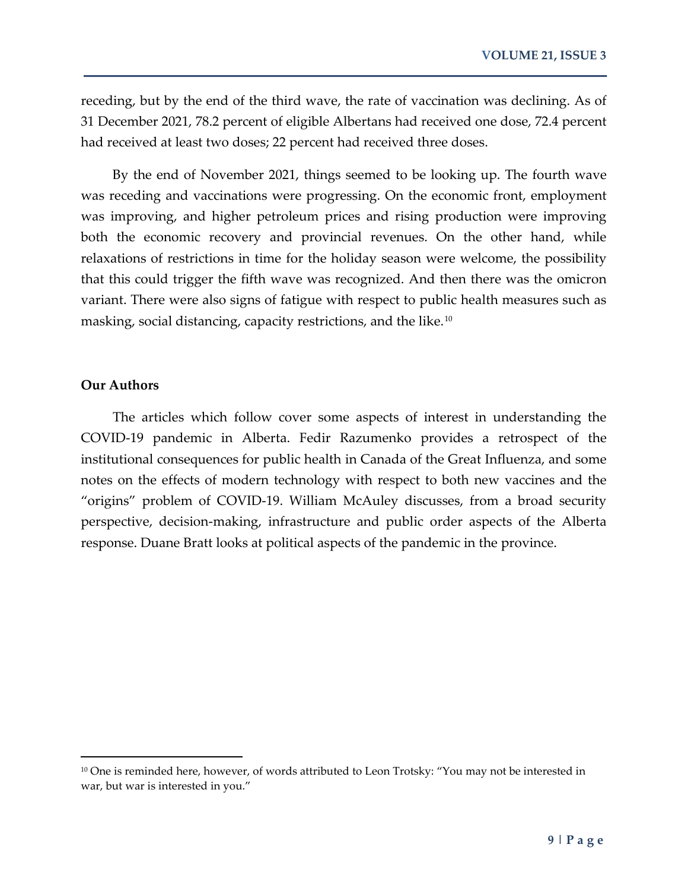receding, but by the end of the third wave, the rate of vaccination was declining. As of 31 December 2021, 78.2 percent of eligible Albertans had received one dose, 72.4 percent had received at least two doses; 22 percent had received three doses.

By the end of November 2021, things seemed to be looking up. The fourth wave was receding and vaccinations were progressing. On the economic front, employment was improving, and higher petroleum prices and rising production were improving both the economic recovery and provincial revenues. On the other hand, while relaxations of restrictions in time for the holiday season were welcome, the possibility that this could trigger the fifth wave was recognized. And then there was the omicron variant. There were also signs of fatigue with respect to public health measures such as masking, social distancing, capacity restrictions, and the like.[10]

### Our Authors

The articles which follow cover some aspects of interest in understanding the COVID-19 pandemic in Alberta. Fedir Razumenko provides a retrospect of the institutional consequences for public health in Canada of the Great Influenza, and some notes on the effects of modern technology with respect to both new vaccines and the "origins" problem of COVID-19. William McAuley discusses, from a broad security perspective, decision-making, infrastructure and public order aspects of the Alberta response. Duane Bratt looks at political aspects of the pandemic in the province.

---

[10] One is reminded here, however, of words attributed to Leon Trotsky: "You may not be interested in war, but war is interested in you."